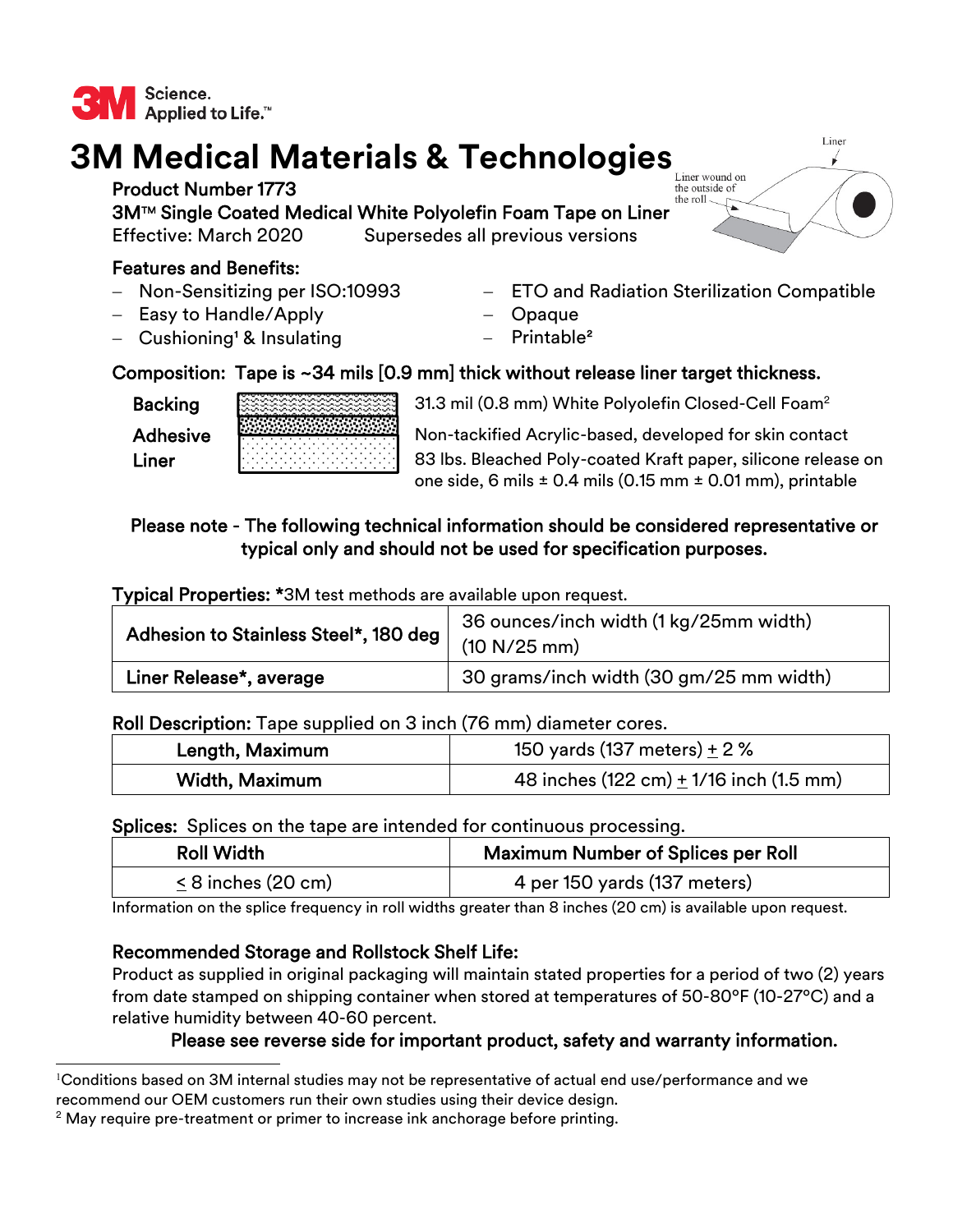# 3M Medical Materials & Technologies

**Product Number 1773**

**3M™ Single Coated Medical White Polyolefin Foam Tape on Liner**

Effective: March 2020 Supersedes all previous versions

Liner

Liner wound on the outside of the roll

**Features and Benefits:**

- Non-Sensitizing per ISO:10993
- Easy to Handle/Apply
- Cushioning[1] & Insulating
- ETO and Radiation Sterilization Compatible
- Opaque
- Printable[2]

**Composition: Tape is ~34 mils [0.9 mm] thick without release liner target thickness.**

| | |
|---|---|
| **Backing** | 31.3 mil (0.8 mm) White Polyolefin Closed-Cell Foam[2] |
| **Adhesive** | Non-tackified Acrylic-based, developed for skin contact |
| **Liner** | 83 lbs. Bleached Poly-coated Kraft paper, silicone release on one side, 6 mils ± 0.4 mils (0.15 mm ± 0.01 mm), printable |

**Please note - The following technical information should be considered representative or typical only and should not be used for specification purposes.**

**Typical Properties:** *3M test methods are available upon request.

| | |
|---|---|
| **Adhesion to Stainless Steel*, 180 deg** | 36 ounces/inch width (1 kg/25mm width) (10 N/25 mm) |
| **Liner Release*, average** | 30 grams/inch width (30 gm/25 mm width) |

**Roll Description:** Tape supplied on 3 inch (76 mm) diameter cores.

| | |
|---|---|
| **Length, Maximum** | 150 yards (137 meters) ± 2 % |
| **Width, Maximum** | 48 inches (122 cm) ± 1/16 inch (1.5 mm) |

**Splices:** Splices on the tape are intended for continuous processing.

| Roll Width | Maximum Number of Splices per Roll |
|---|---|
| ≤ 8 inches (20 cm) | 4 per 150 yards (137 meters) |

Information on the splice frequency in roll widths greater than 8 inches (20 cm) is available upon request.

**Recommended Storage and Rollstock Shelf Life:**

Product as supplied in original packaging will maintain stated properties for a period of two (2) years from date stamped on shipping container when stored at temperatures of 50-80°F (10-27°C) and a relative humidity between 40-60 percent.

**Please see reverse side for important product, safety and warranty information.**

---

[1] Conditions based on 3M internal studies may not be representative of actual end use/performance and we recommend our OEM customers run their own studies using their device design.

[2] May require pre-treatment or primer to increase ink anchorage before printing.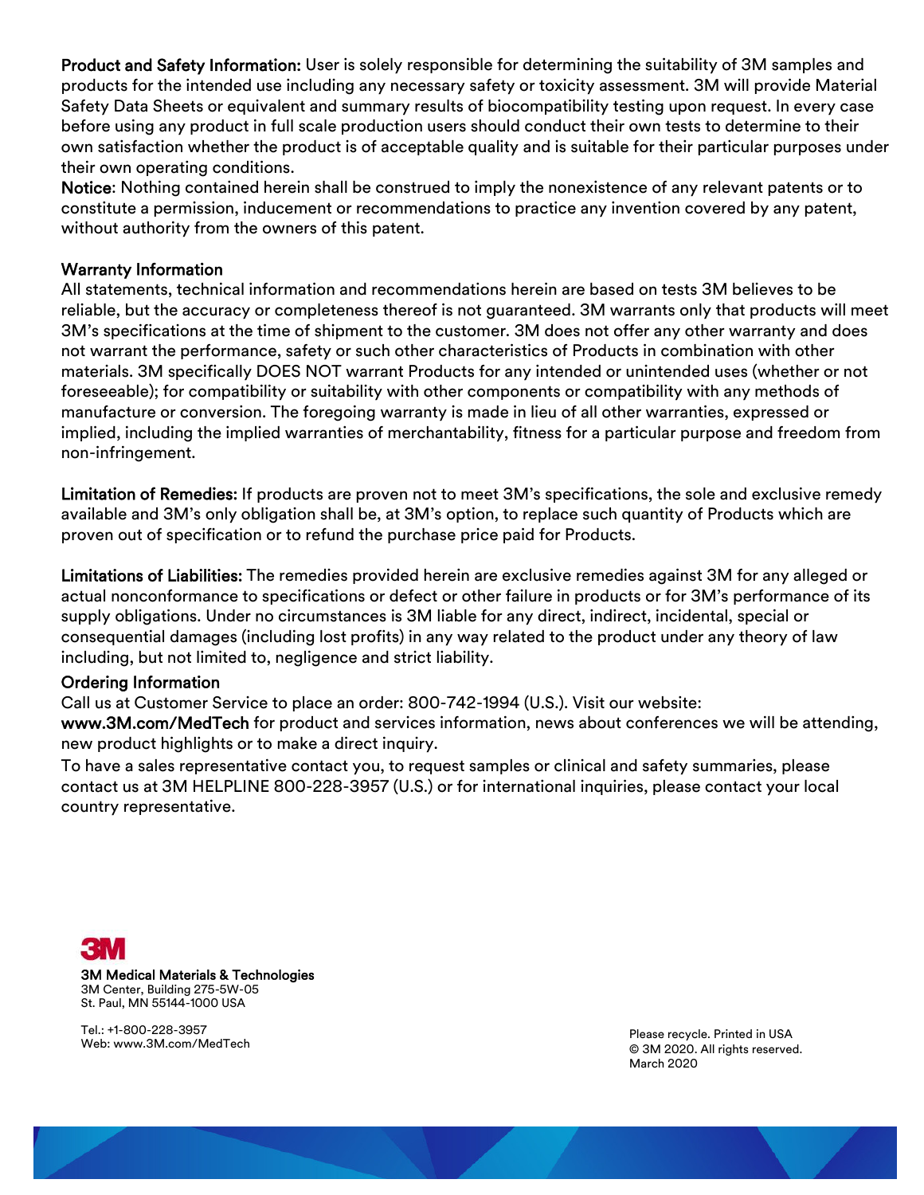**Product and Safety Information:** User is solely responsible for determining the suitability of 3M samples and products for the intended use including any necessary safety or toxicity assessment. 3M will provide Material Safety Data Sheets or equivalent and summary results of biocompatibility testing upon request. In every case before using any product in full scale production users should conduct their own tests to determine to their own satisfaction whether the product is of acceptable quality and is suitable for their particular purposes under their own operating conditions.

**Notice**: Nothing contained herein shall be construed to imply the nonexistence of any relevant patents or to constitute a permission, inducement or recommendations to practice any invention covered by any patent, without authority from the owners of this patent.

## Warranty Information

All statements, technical information and recommendations herein are based on tests 3M believes to be reliable, but the accuracy or completeness thereof is not guaranteed. 3M warrants only that products will meet 3M's specifications at the time of shipment to the customer. 3M does not offer any other warranty and does not warrant the performance, safety or such other characteristics of Products in combination with other materials. 3M specifically DOES NOT warrant Products for any intended or unintended uses (whether or not foreseeable); for compatibility or suitability with other components or compatibility with any methods of manufacture or conversion. The foregoing warranty is made in lieu of all other warranties, expressed or implied, including the implied warranties of merchantability, fitness for a particular purpose and freedom from non-infringement.

**Limitation of Remedies:** If products are proven not to meet 3M's specifications, the sole and exclusive remedy available and 3M's only obligation shall be, at 3M's option, to replace such quantity of Products which are proven out of specification or to refund the purchase price paid for Products.

**Limitations of Liabilities:** The remedies provided herein are exclusive remedies against 3M for any alleged or actual nonconformance to specifications or defect or other failure in products or for 3M's performance of its supply obligations. Under no circumstances is 3M liable for any direct, indirect, incidental, special or consequential damages (including lost profits) in any way related to the product under any theory of law including, but not limited to, negligence and strict liability.

## Ordering Information

Call us at Customer Service to place an order: 800-742-1994 (U.S.). Visit our website: **www.3M.com/MedTech** for product and services information, news about conferences we will be attending, new product highlights or to make a direct inquiry.

To have a sales representative contact you, to request samples or clinical and safety summaries, please contact us at 3M HELPLINE 800-228-3957 (U.S.) or for international inquiries, please contact your local country representative.

3M

**3M Medical Materials & Technologies**
3M Center, Building 275-5W-05
St. Paul, MN 55144-1000 USA

Tel.: +1-800-228-3957
Web: www.3M.com/MedTech

Please recycle. Printed in USA
© 3M 2020. All rights reserved.
March 2020